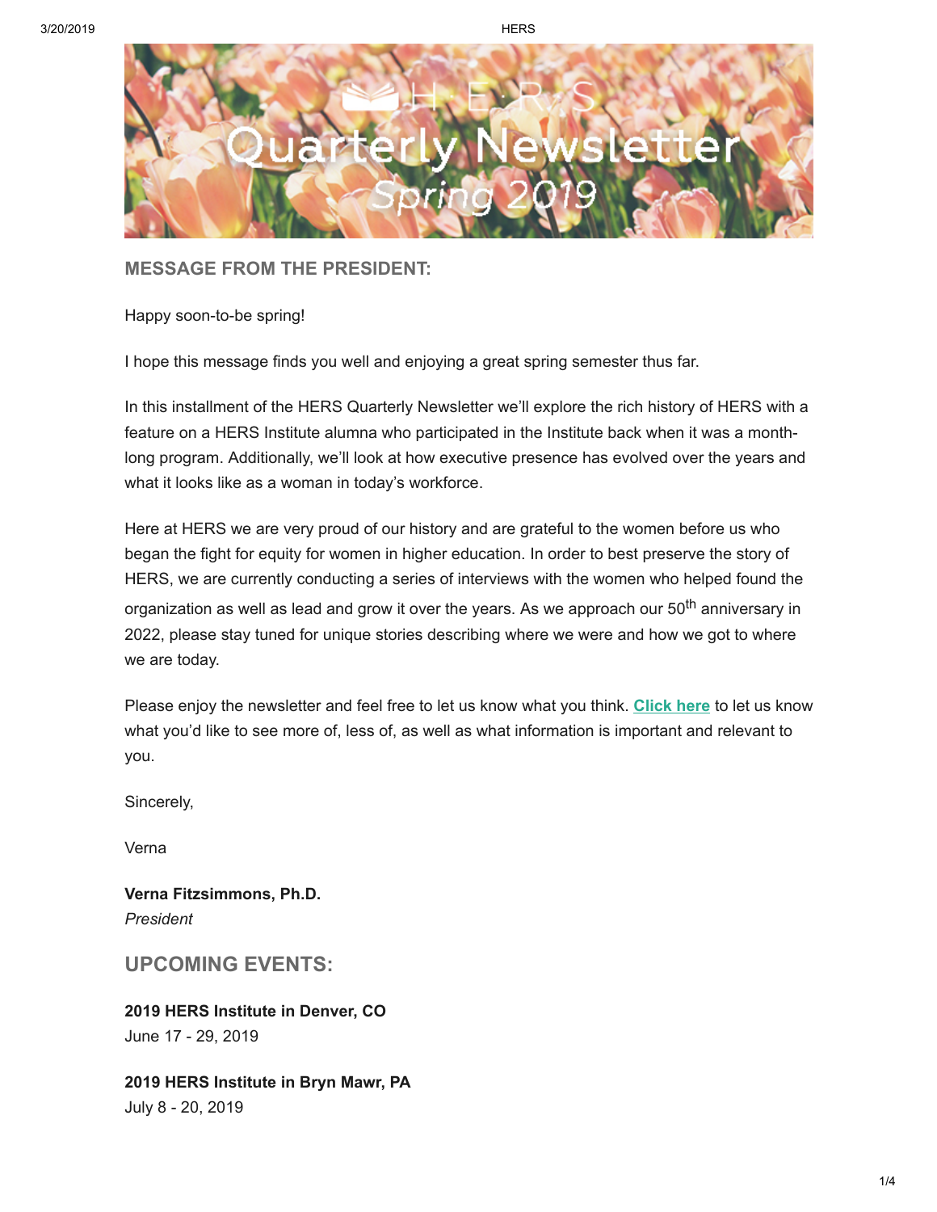# HERS Quarterly Newsletter Spring 2019

## MESSAGE FROM THE PRESIDENT:

Happy soon-to-be spring!

I hope this message finds you well and enjoying a great spring semester thus far.

In this installment of the HERS Quarterly Newsletter we'll explore the rich history of HERS with a feature on a HERS Institute alumna who participated in the Institute back when it was a month-long program. Additionally, we'll look at how executive presence has evolved over the years and what it looks like as a woman in today's workforce.

Here at HERS we are very proud of our history and are grateful to the women before us who began the fight for equity for women in higher education. In order to best preserve the story of HERS, we are currently conducting a series of interviews with the women who helped found the organization as well as lead and grow it over the years. As we approach our 50th anniversary in 2022, please stay tuned for unique stories describing where we were and how we got to where we are today.

Please enjoy the newsletter and feel free to let us know what you think. **Click here** to let us know what you'd like to see more of, less of, as well as what information is important and relevant to you.

Sincerely,

Verna

**Verna Fitzsimmons, Ph.D.**
*President*

## UPCOMING EVENTS:

**2019 HERS Institute in Denver, CO**
June 17 - 29, 2019

**2019 HERS Institute in Bryn Mawr, PA**
July 8 - 20, 2019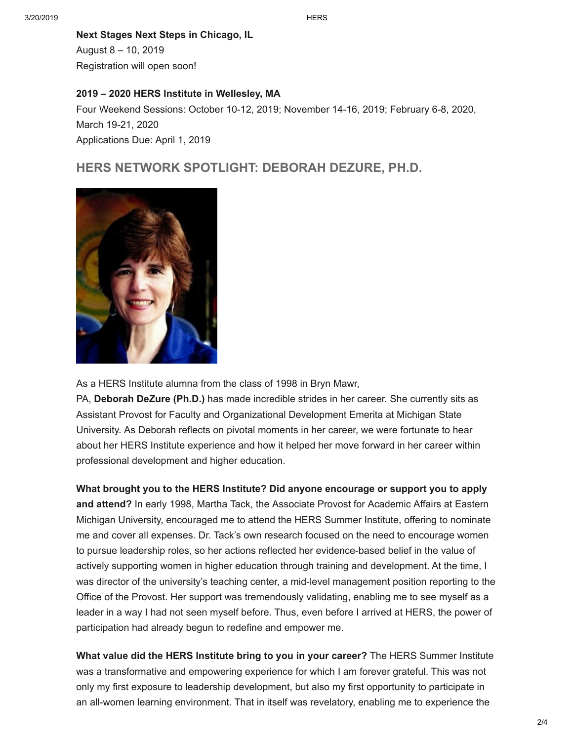**Next Stages Next Steps in Chicago, IL**
August 8 – 10, 2019
Registration will open soon!

**2019 – 2020 HERS Institute in Wellesley, MA**
Four Weekend Sessions: October 10-12, 2019; November 14-16, 2019; February 6-8, 2020, March 19-21, 2020
Applications Due: April 1, 2019

## HERS NETWORK SPOTLIGHT: DEBORAH DEZURE, PH.D.

As a HERS Institute alumna from the class of 1998 in Bryn Mawr, PA, **Deborah DeZure (Ph.D.)** has made incredible strides in her career. She currently sits as Assistant Provost for Faculty and Organizational Development Emerita at Michigan State University. As Deborah reflects on pivotal moments in her career, we were fortunate to hear about her HERS Institute experience and how it helped her move forward in her career within professional development and higher education.

**What brought you to the HERS Institute? Did anyone encourage or support you to apply and attend?** In early 1998, Martha Tack, the Associate Provost for Academic Affairs at Eastern Michigan University, encouraged me to attend the HERS Summer Institute, offering to nominate me and cover all expenses. Dr. Tack's own research focused on the need to encourage women to pursue leadership roles, so her actions reflected her evidence-based belief in the value of actively supporting women in higher education through training and development. At the time, I was director of the university's teaching center, a mid-level management position reporting to the Office of the Provost. Her support was tremendously validating, enabling me to see myself as a leader in a way I had not seen myself before. Thus, even before I arrived at HERS, the power of participation had already begun to redefine and empower me.

**What value did the HERS Institute bring to you in your career?** The HERS Summer Institute was a transformative and empowering experience for which I am forever grateful. This was not only my first exposure to leadership development, but also my first opportunity to participate in an all-women learning environment. That in itself was revelatory, enabling me to experience the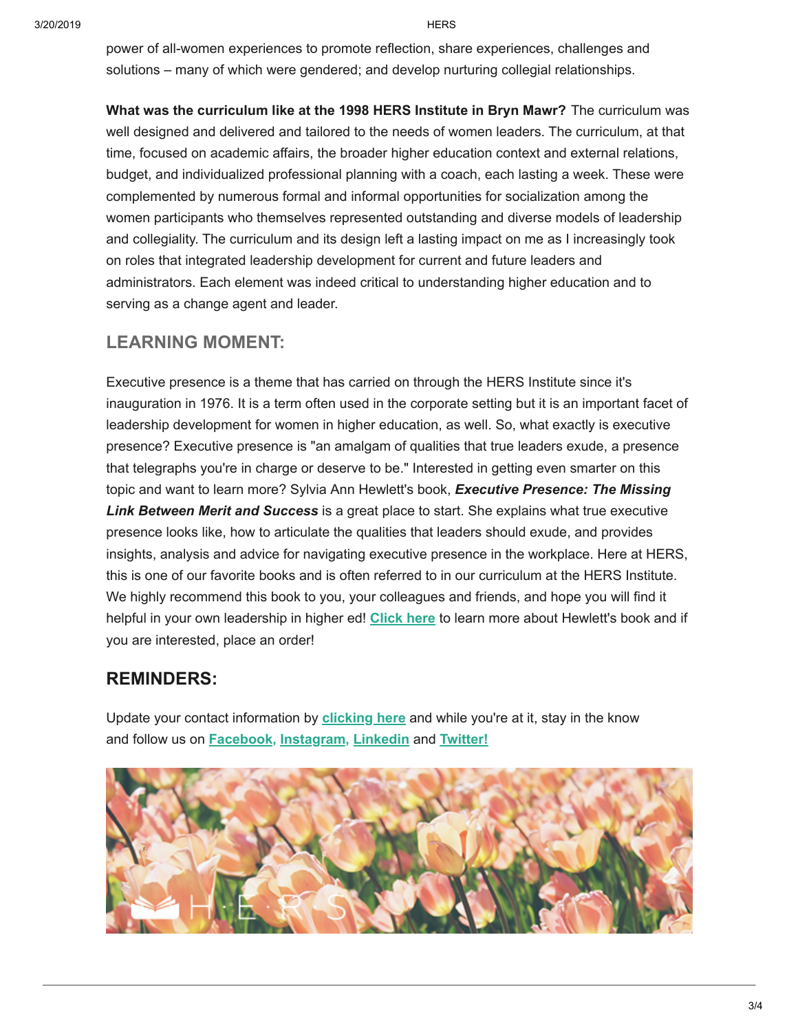power of all-women experiences to promote reflection, share experiences, challenges and solutions – many of which were gendered; and develop nurturing collegial relationships.

**What was the curriculum like at the 1998 HERS Institute in Bryn Mawr?** The curriculum was well designed and delivered and tailored to the needs of women leaders. The curriculum, at that time, focused on academic affairs, the broader higher education context and external relations, budget, and individualized professional planning with a coach, each lasting a week. These were complemented by numerous formal and informal opportunities for socialization among the women participants who themselves represented outstanding and diverse models of leadership and collegiality. The curriculum and its design left a lasting impact on me as I increasingly took on roles that integrated leadership development for current and future leaders and administrators. Each element was indeed critical to understanding higher education and to serving as a change agent and leader.

## LEARNING MOMENT:

Executive presence is a theme that has carried on through the HERS Institute since it's inauguration in 1976. It is a term often used in the corporate setting but it is an important facet of leadership development for women in higher education, as well. So, what exactly is executive presence? Executive presence is "an amalgam of qualities that true leaders exude, a presence that telegraphs you're in charge or deserve to be." Interested in getting even smarter on this topic and want to learn more? Sylvia Ann Hewlett's book, ***Executive Presence: The Missing Link Between Merit and Success*** is a great place to start. She explains what true executive presence looks like, how to articulate the qualities that leaders should exude, and provides insights, analysis and advice for navigating executive presence in the workplace. Here at HERS, this is one of our favorite books and is often referred to in our curriculum at the HERS Institute. We highly recommend this book to you, your colleagues and friends, and hope you will find it helpful in your own leadership in higher ed! **Click here** to learn more about Hewlett's book and if you are interested, place an order!

## REMINDERS:

Update your contact information by **clicking here** and while you're at it, stay in the know and follow us on **Facebook, Instagram, Linkedin** and **Twitter!**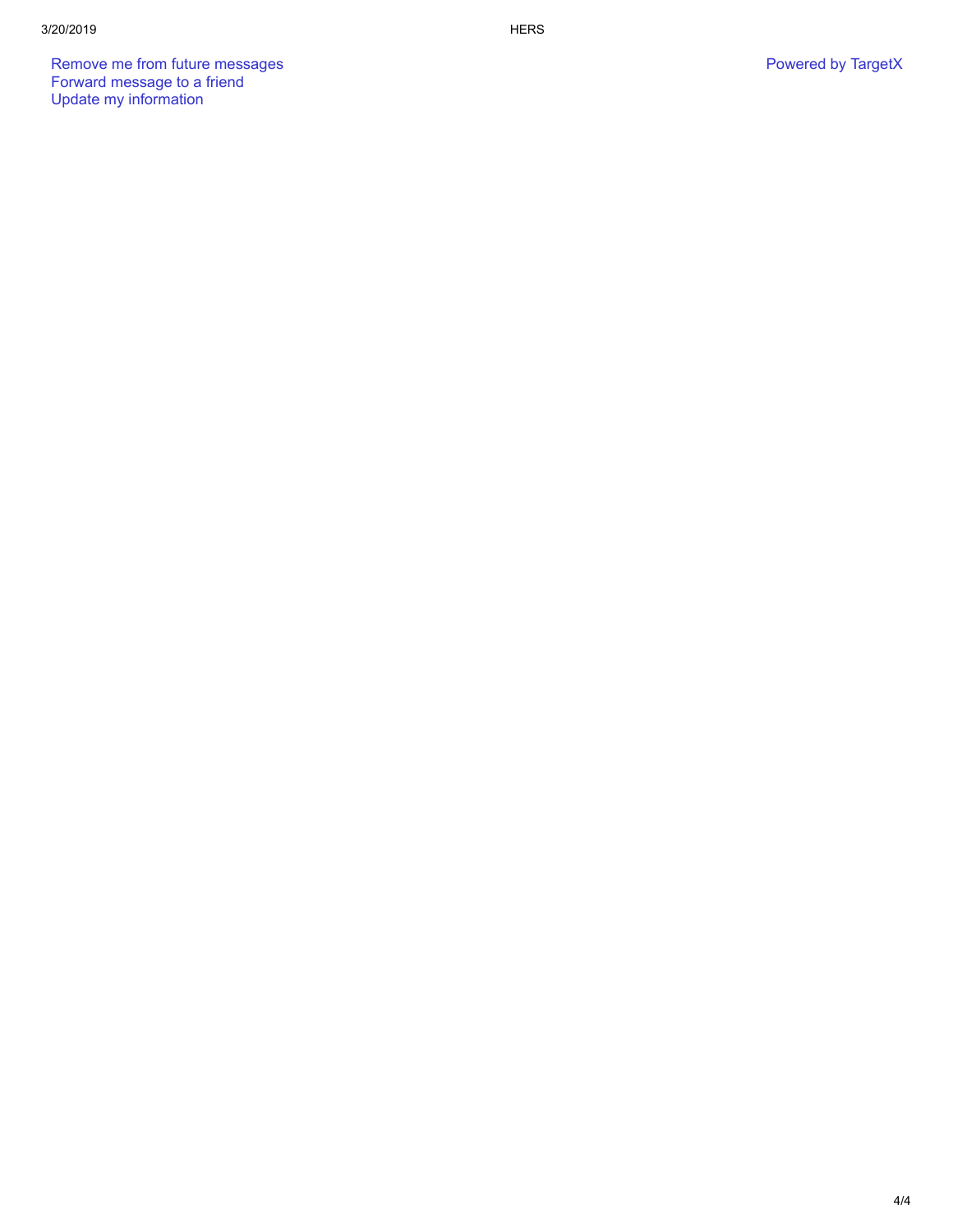Remove me from future messages
Forward message to a friend
Update my information

Powered by TargetX